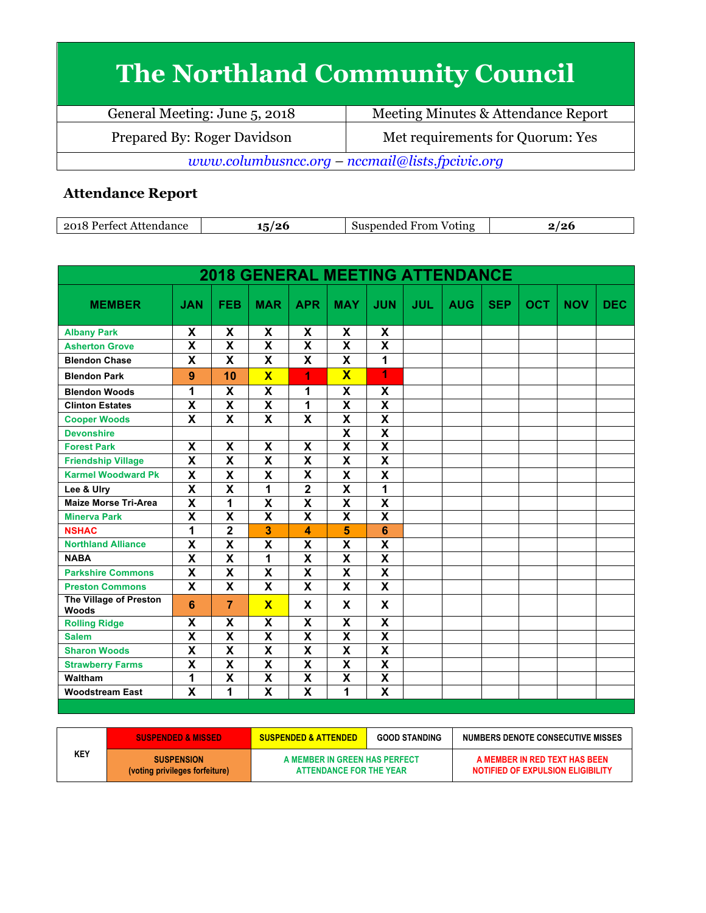# The Northland Community Council

| General Meeting: June 5, 2018 | Meeting Minutes & Attendance Report |
|---|---|
| Prepared By: Roger Davidson | Met requirements for Quorum: Yes |

*www.columbusncc.org – nccmail@lists.fpcivic.org*

## Attendance Report

| 2018 Perfect Attendance | 15/26 | Suspended From Voting | 2/26 |
|---|---|---|---|

### 2018 GENERAL MEETING ATTENDANCE

| MEMBER | JAN | FEB | MAR | APR | MAY | JUN | JUL | AUG | SEP | OCT | NOV | DEC |
|---|---|---|---|---|---|---|---|---|---|---|---|---|
| Albany Park | X | X | X | X | X | X | | | | | | |
| Asherton Grove | X | X | X | X | X | X | | | | | | |
| Blendon Chase | X | X | X | X | X | 1 | | | | | | |
| Blendon Park | 9 | 10 | X | 1 | X | 1 | | | | | | |
| Blendon Woods | 1 | X | X | 1 | X | X | | | | | | |
| Clinton Estates | X | X | X | 1 | X | X | | | | | | |
| Cooper Woods | X | X | X | X | X | X | | | | | | |
| Devonshire | | | | | X | X | | | | | | |
| Forest Park | X | X | X | X | X | X | | | | | | |
| Friendship Village | X | X | X | X | X | X | | | | | | |
| Karmel Woodward Pk | X | X | X | X | X | X | | | | | | |
| Lee & Ulry | X | X | 1 | 2 | X | 1 | | | | | | |
| Maize Morse Tri-Area | X | 1 | X | X | X | X | | | | | | |
| Minerva Park | X | X | X | X | X | X | | | | | | |
| NSHAC | 1 | 2 | 3 | 4 | 5 | 6 | | | | | | |
| Northland Alliance | X | X | X | X | X | X | | | | | | |
| NABA | X | X | 1 | X | X | X | | | | | | |
| Parkshire Commons | X | X | X | X | X | X | | | | | | |
| Preston Commons | X | X | X | X | X | X | | | | | | |
| The Village of Preston Woods | 6 | 7 | X | X | X | X | | | | | | |
| Rolling Ridge | X | X | X | X | X | X | | | | | | |
| Salem | X | X | X | X | X | X | | | | | | |
| Sharon Woods | X | X | X | X | X | X | | | | | | |
| Strawberry Farms | X | X | X | X | X | X | | | | | | |
| Waltham | 1 | X | X | X | X | X | | | | | | |
| Woodstream East | X | 1 | X | X | 1 | X | | | | | | |

| KEY | SUSPENDED & MISSED | SUSPENDED & ATTENDED | GOOD STANDING | NUMBERS DENOTE CONSECUTIVE MISSES |
|---|---|---|---|---|
| | SUSPENSION (voting privileges forfeiture) | A MEMBER IN GREEN HAS PERFECT ATTENDANCE FOR THE YEAR | | A MEMBER IN RED TEXT HAS BEEN NOTIFIED OF EXPULSION ELIGIBILITY |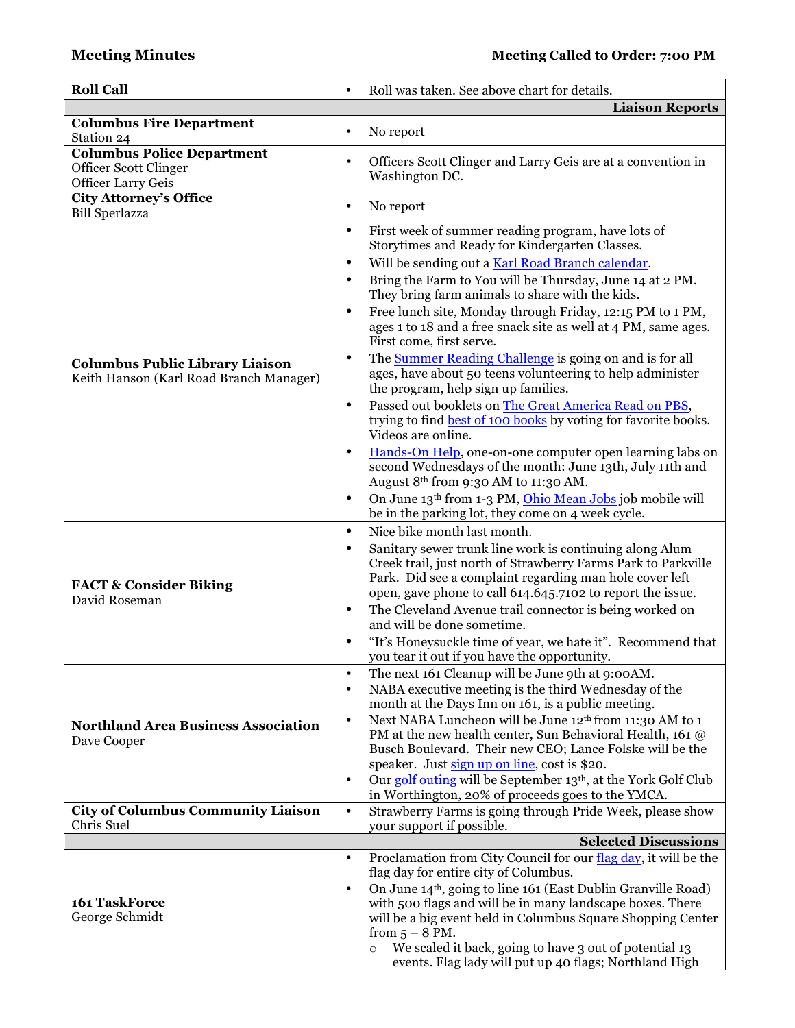**Meeting Minutes** **Meeting Called to Order: 7:00 PM**

| | |
|---|---|
| **Roll Call** | • Roll was taken. See above chart for details. |
| | **Liaison Reports** |
| **Columbus Fire Department**<br>Station 24 | • No report |
| **Columbus Police Department**<br>Officer Scott Clinger<br>Officer Larry Geis | • Officers Scott Clinger and Larry Geis are at a convention in Washington DC. |
| **City Attorney's Office**<br>Bill Sperlazza | • No report |
| **Columbus Public Library Liaison**<br>Keith Hanson (Karl Road Branch Manager) | • First week of summer reading program, have lots of Storytimes and Ready for Kindergarten Classes.<br>• Will be sending out a Karl Road Branch calendar.<br>• Bring the Farm to You will be Thursday, June 14 at 2 PM. They bring farm animals to share with the kids.<br>• Free lunch site, Monday through Friday, 12:15 PM to 1 PM, ages 1 to 18 and a free snack site as well at 4 PM, same ages. First come, first serve.<br>• The Summer Reading Challenge is going on and is for all ages, have about 50 teens volunteering to help administer the program, help sign up families.<br>• Passed out booklets on The Great America Read on PBS, trying to find best of 100 books by voting for favorite books. Videos are online.<br>• Hands-On Help, one-on-one computer open learning labs on second Wednesdays of the month: June 13th, July 11th and August 8th from 9:30 AM to 11:30 AM.<br>• On June 13th from 1-3 PM, Ohio Mean Jobs job mobile will be in the parking lot, they come on 4 week cycle. |
| **FACT & Consider Biking**<br>David Roseman | • Nice bike month last month.<br>• Sanitary sewer trunk line work is continuing along Alum Creek trail, just north of Strawberry Farms Park to Parkville Park. Did see a complaint regarding man hole cover left open, gave phone to call 614.645.7102 to report the issue.<br>• The Cleveland Avenue trail connector is being worked on and will be done sometime.<br>• "It's Honeysuckle time of year, we hate it". Recommend that you tear it out if you have the opportunity. |
| **Northland Area Business Association**<br>Dave Cooper | • The next 161 Cleanup will be June 9th at 9:00AM.<br>• NABA executive meeting is the third Wednesday of the month at the Days Inn on 161, is a public meeting.<br>• Next NABA Luncheon will be June 12th from 11:30 AM to 1 PM at the new health center, Sun Behavioral Health, 161 @ Busch Boulevard. Their new CEO; Lance Folske will be the speaker. Just sign up on line, cost is $20.<br>• Our golf outing will be September 13th, at the York Golf Club in Worthington, 20% of proceeds goes to the YMCA. |
| **City of Columbus Community Liaison**<br>Chris Suel | • Strawberry Farms is going through Pride Week, please show your support if possible. |
| | **Selected Discussions** |
| **161 TaskForce**<br>George Schmidt | • Proclamation from City Council for our flag day, it will be the flag day for entire city of Columbus.<br>• On June 14th, going to line 161 (East Dublin Granville Road) with 500 flags and will be in many landscape boxes. There will be a big event held in Columbus Square Shopping Center from 5 – 8 PM.<br>&nbsp;&nbsp;&nbsp;&nbsp;○ We scaled it back, going to have 3 out of potential 13 events. Flag lady will put up 40 flags; Northland High |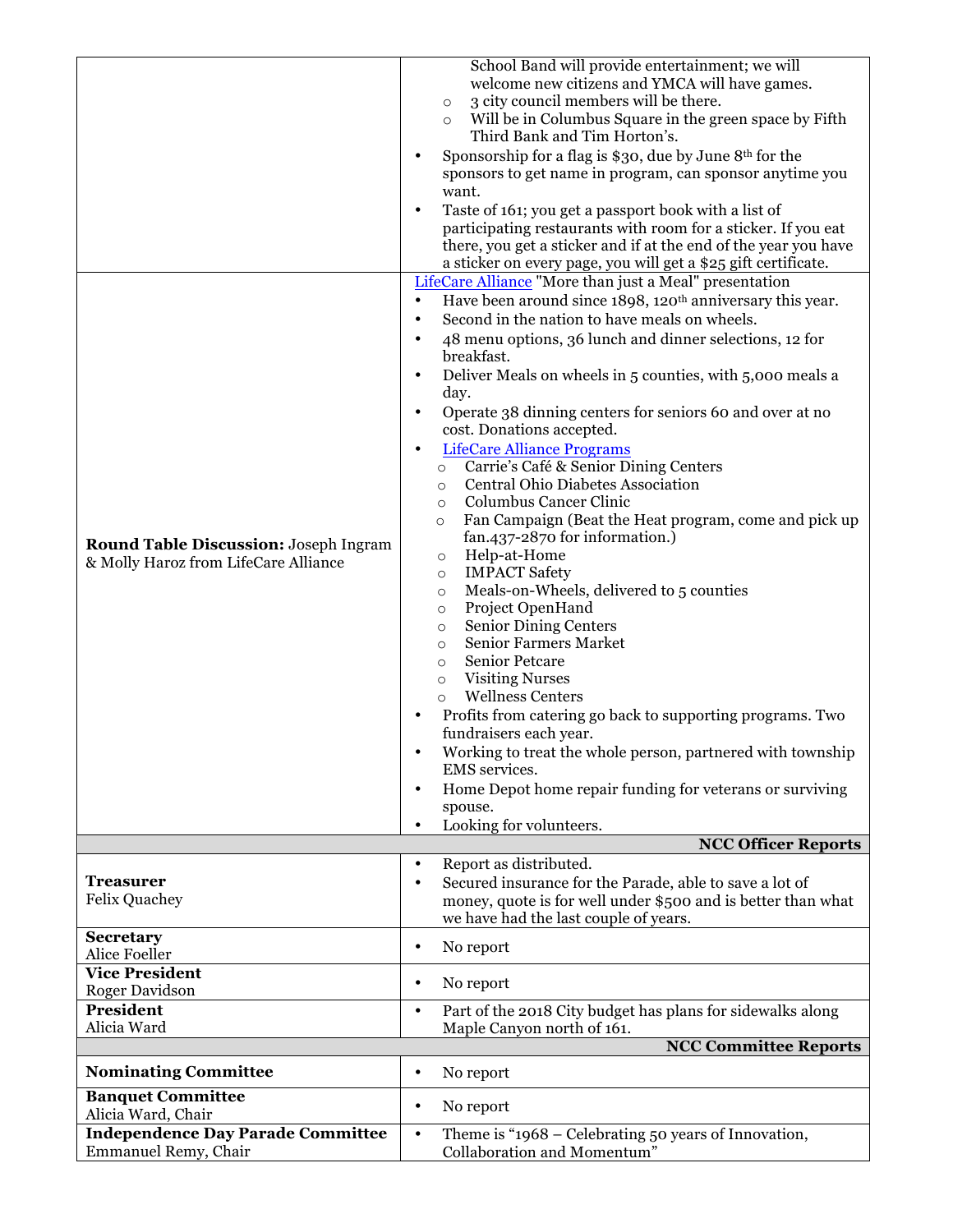| | |
|---|---|
| | School Band will provide entertainment; we will welcome new citizens and YMCA will have games.<br>&nbsp;&nbsp;&nbsp;&nbsp;○ 3 city council members will be there.<br>&nbsp;&nbsp;&nbsp;&nbsp;○ Will be in Columbus Square in the green space by Fifth Third Bank and Tim Horton's.<br>• Sponsorship for a flag is $30, due by June 8th for the sponsors to get name in program, can sponsor anytime you want.<br>• Taste of 161; you get a passport book with a list of participating restaurants with room for a sticker. If you eat there, you get a sticker and if at the end of the year you have a sticker on every page, you will get a $25 gift certificate. |
| **Round Table Discussion:** Joseph Ingram & Molly Haroz from LifeCare Alliance | LifeCare Alliance "More than just a Meal" presentation<br>• Have been around since 1898, 120th anniversary this year.<br>• Second in the nation to have meals on wheels.<br>• 48 menu options, 36 lunch and dinner selections, 12 for breakfast.<br>• Deliver Meals on wheels in 5 counties, with 5,000 meals a day.<br>• Operate 38 dinning centers for seniors 60 and over at no cost. Donations accepted.<br>• LifeCare Alliance Programs<br>&nbsp;&nbsp;&nbsp;&nbsp;○ Carrie's Café & Senior Dining Centers<br>&nbsp;&nbsp;&nbsp;&nbsp;○ Central Ohio Diabetes Association<br>&nbsp;&nbsp;&nbsp;&nbsp;○ Columbus Cancer Clinic<br>&nbsp;&nbsp;&nbsp;&nbsp;○ Fan Campaign (Beat the Heat program, come and pick up fan.437-2870 for information.)<br>&nbsp;&nbsp;&nbsp;&nbsp;○ Help-at-Home<br>&nbsp;&nbsp;&nbsp;&nbsp;○ IMPACT Safety<br>&nbsp;&nbsp;&nbsp;&nbsp;○ Meals-on-Wheels, delivered to 5 counties<br>&nbsp;&nbsp;&nbsp;&nbsp;○ Project OpenHand<br>&nbsp;&nbsp;&nbsp;&nbsp;○ Senior Dining Centers<br>&nbsp;&nbsp;&nbsp;&nbsp;○ Senior Farmers Market<br>&nbsp;&nbsp;&nbsp;&nbsp;○ Senior Petcare<br>&nbsp;&nbsp;&nbsp;&nbsp;○ Visiting Nurses<br>&nbsp;&nbsp;&nbsp;&nbsp;○ Wellness Centers<br>• Profits from catering go back to supporting programs. Two fundraisers each year.<br>• Working to treat the whole person, partnered with township EMS services.<br>• Home Depot home repair funding for veterans or surviving spouse.<br>• Looking for volunteers. |
| | **NCC Officer Reports** |
| **Treasurer**<br>Felix Quachey | • Report as distributed.<br>• Secured insurance for the Parade, able to save a lot of money, quote is for well under $500 and is better than what we have had the last couple of years. |
| **Secretary**<br>Alice Foeller | • No report |
| **Vice President**<br>Roger Davidson | • No report |
| **President**<br>Alicia Ward | • Part of the 2018 City budget has plans for sidewalks along Maple Canyon north of 161. |
| | **NCC Committee Reports** |
| **Nominating Committee** | • No report |
| **Banquet Committee**<br>Alicia Ward, Chair | • No report |
| **Independence Day Parade Committee**<br>Emmanuel Remy, Chair | • Theme is "1968 – Celebrating 50 years of Innovation, Collaboration and Momentum" |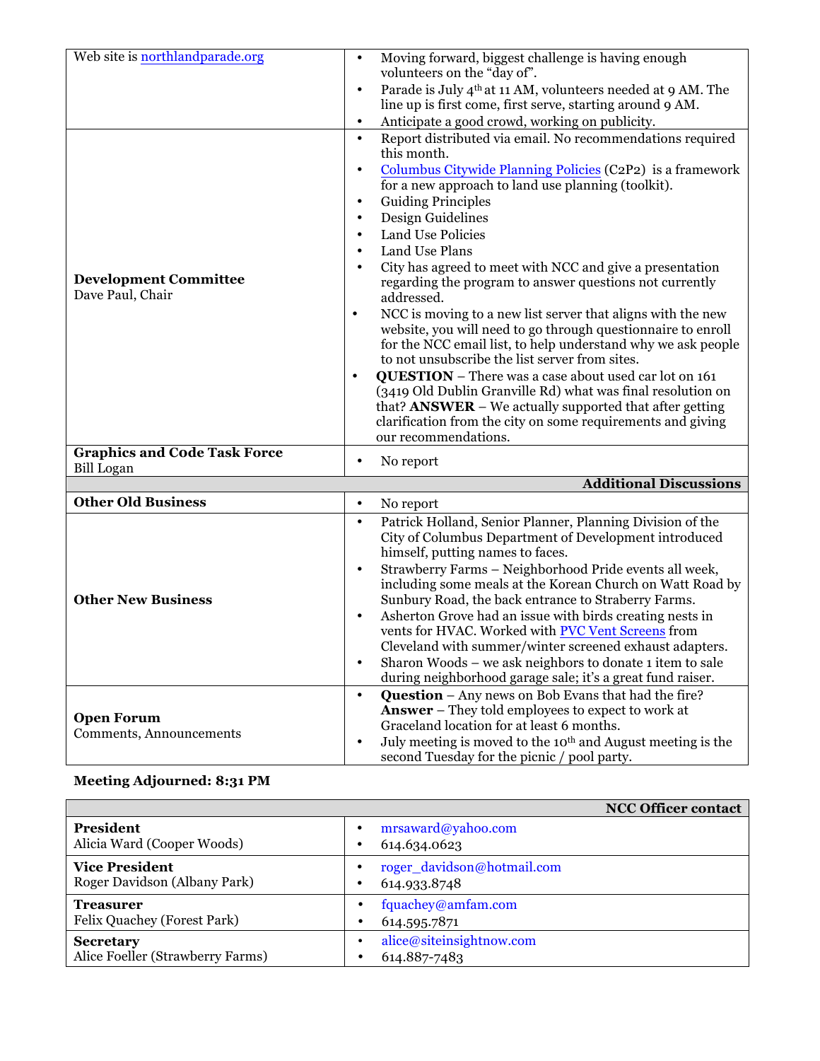| | |
|---|---|
| Web site is [northlandparade.org](http://northlandparade.org) | • Moving forward, biggest challenge is having enough volunteers on the "day of".<br>• Parade is July 4th at 11 AM, volunteers needed at 9 AM. The line up is first come, first serve, starting around 9 AM.<br>• Anticipate a good crowd, working on publicity. |
| **Development Committee**<br>Dave Paul, Chair | • Report distributed via email. No recommendations required this month.<br>• [Columbus Citywide Planning Policies](#) (C2P2) is a framework for a new approach to land use planning (toolkit).<br>• Guiding Principles<br>• Design Guidelines<br>• Land Use Policies<br>• Land Use Plans<br>• City has agreed to meet with NCC and give a presentation regarding the program to answer questions not currently addressed.<br>• NCC is moving to a new list server that aligns with the new website, you will need to go through questionnaire to enroll for the NCC email list, to help understand why we ask people to not unsubscribe the list server from sites.<br>• **QUESTION** – There was a case about used car lot on 161 (3419 Old Dublin Granville Rd) what was final resolution on that? **ANSWER** – We actually supported that after getting clarification from the city on some requirements and giving our recommendations. |
| **Graphics and Code Task Force**<br>Bill Logan | • No report |
| | **Additional Discussions** |
| **Other Old Business** | • No report |
| **Other New Business** | • Patrick Holland, Senior Planner, Planning Division of the City of Columbus Department of Development introduced himself, putting names to faces.<br>• Strawberry Farms – Neighborhood Pride events all week, including some meals at the Korean Church on Watt Road by Sunbury Road, the back entrance to Straberry Farms.<br>• Asherton Grove had an issue with birds creating nests in vents for HVAC. Worked with [PVC Vent Screens](#) from Cleveland with summer/winter screened exhaust adapters.<br>• Sharon Woods – we ask neighbors to donate 1 item to sale during neighborhood garage sale; it's a great fund raiser. |
| **Open Forum**<br>Comments, Announcements | • **Question** – Any news on Bob Evans that had the fire? **Answer** – They told employees to expect to work at Graceland location for at least 6 months.<br>• July meeting is moved to the 10th and August meeting is the second Tuesday for the picnic / pool party. |

**Meeting Adjourned: 8:31 PM**

| | |
|---|---|
| | **NCC Officer contact** |
| **President**<br>Alicia Ward (Cooper Woods) | • mrsaward@yahoo.com<br>• 614.634.0623 |
| **Vice President**<br>Roger Davidson (Albany Park) | • roger_davidson@hotmail.com<br>• 614.933.8748 |
| **Treasurer**<br>Felix Quachey (Forest Park) | • fquachey@amfam.com<br>• 614.595.7871 |
| **Secretary**<br>Alice Foeller (Strawberry Farms) | • alice@siteinsightnow.com<br>• 614.887-7483 |